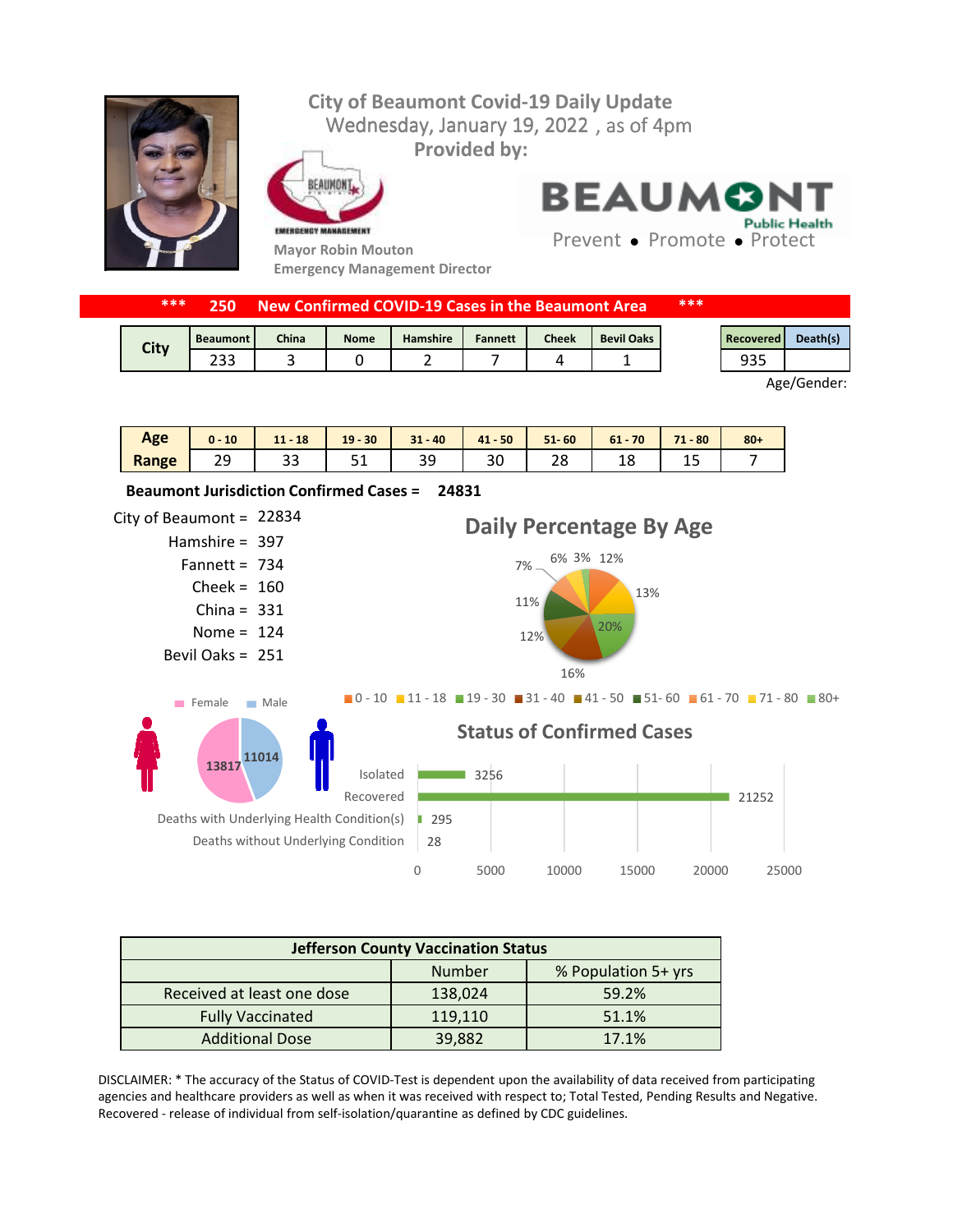# City of Beaumont Covid-19 Daily Update

Wednesday, January 19, 2022 , as of 4pm

**Provided by:**

Mayor Robin Mouton
Emergency Management Director

BEAUMONT Public Health
Prevent • Promote • Protect

**\*\*\* 250 New Confirmed COVID-19 Cases in the Beaumont Area \*\*\***

| City | Beaumont | China | Nome | Hamshire | Fannett | Cheek | Bevil Oaks |
|---|---|---|---|---|---|---|---|
| | 233 | 3 | 0 | 2 | 7 | 4 | 1 |

| Recovered | Death(s) |
|---|---|
| 935 | |

Age/Gender:

| Age Range | 0 - 10 | 11 - 18 | 19 - 30 | 31 - 40 | 41 - 50 | 51- 60 | 61 - 70 | 71 - 80 | 80+ |
|---|---|---|---|---|---|---|---|---|---|
| | 29 | 33 | 51 | 39 | 30 | 28 | 18 | 15 | 7 |

**Beaumont Jurisdiction Confirmed Cases = 24831**

- City of Beaumont = 22834
- Hamshire = 397
- Fannett = 734
- Cheek = 160
- China = 331
- Nome = 124
- Bevil Oaks = 251

## Daily Percentage By Age

12%, 13%, 20%, 16%, 12%, 11%, 7%, 6%, 3%

0 - 10 | 11 - 18 | 19 - 30 | 31 - 40 | 41 - 50 | 51- 60 | 61 - 70 | 71 - 80 | 80+

Female: 13817 | Male: 11014

## Status of Confirmed Cases

| Status | Count |
|---|---|
| Isolated | 3256 |
| Recovered | 21252 |
| Deaths with Underlying Health Condition(s) | 295 |
| Deaths without Underlying Condition | 28 |

| Jefferson County Vaccination Status | | |
|---|---|---|
| | Number | % Population 5+ yrs |
| Received at least one dose | 138,024 | 59.2% |
| Fully Vaccinated | 119,110 | 51.1% |
| Additional Dose | 39,882 | 17.1% |

DISCLAIMER: * The accuracy of the Status of COVID-Test is dependent upon the availability of data received from participating agencies and healthcare providers as well as when it was received with respect to; Total Tested, Pending Results and Negative. Recovered - release of individual from self-isolation/quarantine as defined by CDC guidelines.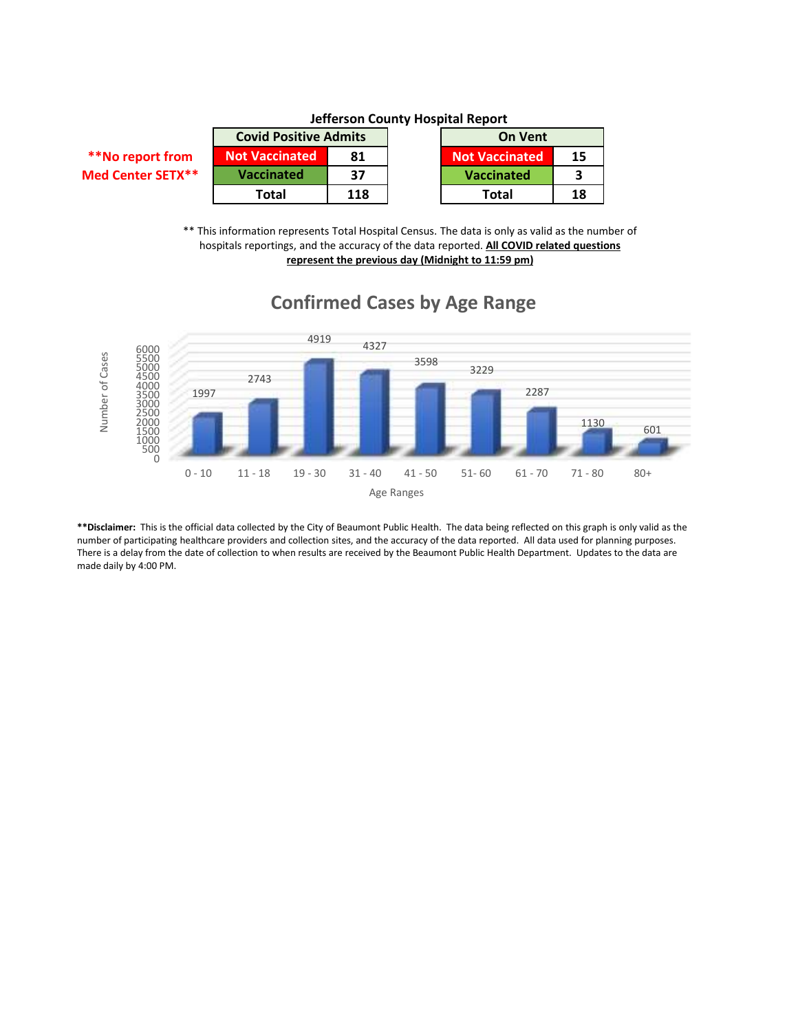**Jefferson County Hospital Report**

**\*\*No report from Med Center SETX\*\***

| Covid Positive Admits | |
|---|---|
| Not Vaccinated | 81 |
| Vaccinated | 37 |
| Total | 118 |

| On Vent | |
|---|---|
| Not Vaccinated | 15 |
| Vaccinated | 3 |
| Total | 18 |

** This information represents Total Hospital Census. The data is only as valid as the number of hospitals reportings, and the accuracy of the data reported. **All COVID related questions represent the previous day (Midnight to 11:59 pm)**

## Confirmed Cases by Age Range

Number of Cases

0
500
1000
1500
2000
2500
3000
3500
4000
4500
5000
5500
6000

1997
2743
4919
4327
3598
3229
2287
1130
601

0 - 10
11 - 18
19 - 30
31 - 40
41 - 50
51- 60
61 - 70
71 - 80
80+

Age Ranges

**\*\*Disclaimer:** This is the official data collected by the City of Beaumont Public Health. The data being reflected on this graph is only valid as the number of participating healthcare providers and collection sites, and the accuracy of the data reported. All data used for planning purposes. There is a delay from the date of collection to when results are received by the Beaumont Public Health Department. Updates to the data are made daily by 4:00 PM.